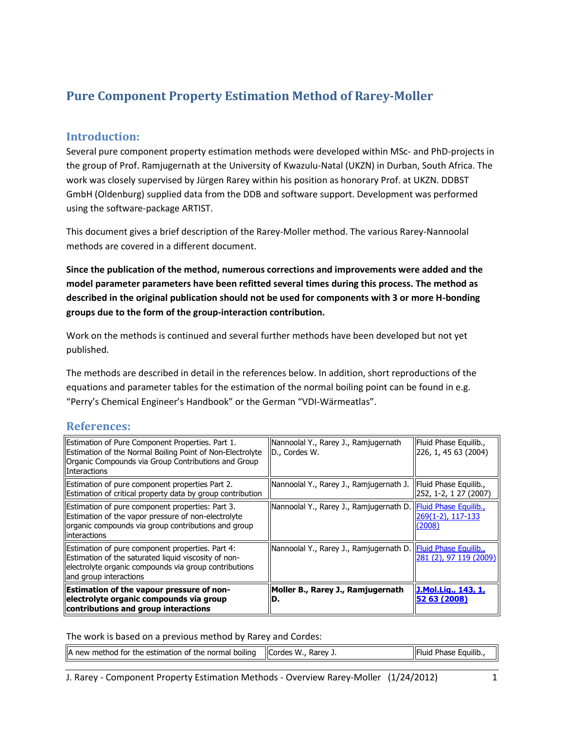# Pure Component Property Estimation Method of Rarey-Moller

## Introduction:

Several pure component property estimation methods were developed within MSc- and PhD-projects in the group of Prof. Ramjugernath at the University of Kwazulu-Natal (UKZN) in Durban, South Africa. The work was closely supervised by Jürgen Rarey within his position as honorary Prof. at UKZN. DDBST GmbH (Oldenburg) supplied data from the DDB and software support. Development was performed using the software-package ARTIST.

This document gives a brief description of the Rarey-Moller method. The various Rarey-Nannoolal methods are covered in a different document.

**Since the publication of the method, numerous corrections and improvements were added and the model parameter parameters have been refitted several times during this process. The method as described in the original publication should not be used for components with 3 or more H-bonding groups due to the form of the group-interaction contribution.**

Work on the methods is continued and several further methods have been developed but not yet published.

The methods are described in detail in the references below. In addition, short reproductions of the equations and parameter tables for the estimation of the normal boiling point can be found in e.g. "Perry's Chemical Engineer's Handbook" or the German "VDI-Wärmeatlas".

## References:

| Title | Authors | Source |
|---|---|---|
| Estimation of Pure Component Properties. Part 1. Estimation of the Normal Boiling Point of Non-Electrolyte Organic Compounds via Group Contributions and Group Interactions | Nannoolal Y., Rarey J., Ramjugernath D., Cordes W. | Fluid Phase Equilib., 226, 1, 45 63 (2004) |
| Estimation of pure component properties Part 2. Estimation of critical property data by group contribution | Nannoolal Y., Rarey J., Ramjugernath J. | Fluid Phase Equilib., 252, 1-2, 1 27 (2007) |
| Estimation of pure component properties: Part 3. Estimation of the vapor pressure of non-electrolyte organic compounds via group contributions and group interactions | Nannoolal Y., Rarey J., Ramjugernath D. | Fluid Phase Equilib., 269(1-2), 117-133 (2008) |
| Estimation of pure component properties: Part 4: Estimation of the saturated liquid viscosity of non-electrolyte organic compounds via group contributions and group interactions | Nannoolal Y., Rarey J., Ramjugernath D. | Fluid Phase Equilib., 281 (2), 97 119 (2009) |
| **Estimation of the vapour pressure of non-electrolyte organic compounds via group contributions and group interactions** | **Moller B., Rarey J., Ramjugernath D.** | **J.Mol.Liq., 143, 1, 52 63 (2008)** |

The work is based on a previous method by Rarey and Cordes:

| Title | Authors | Source |
|---|---|---|
| A new method for the estimation of the normal boiling | Cordes W., Rarey J. | Fluid Phase Equilib., |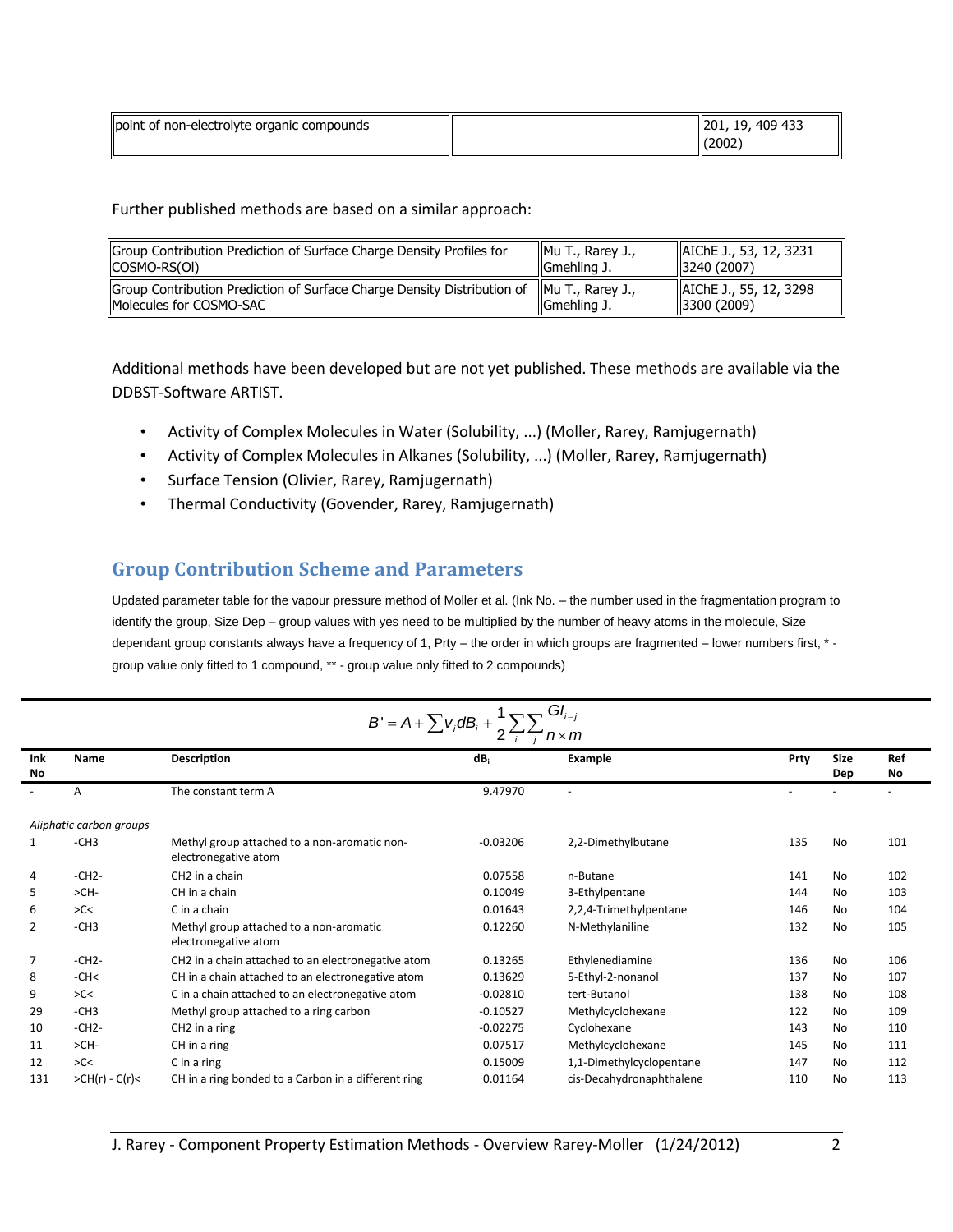| point of non-electrolyte organic compounds | | 201, 19, 409 433 (2002) |
|---|---|---|

Further published methods are based on a similar approach:

| Group Contribution Prediction of Surface Charge Density Profiles for COSMO-RS(Ol) | Mu T., Rarey J., Gmehling J. | AIChE J., 53, 12, 3231 3240 (2007) |
|---|---|---|
| Group Contribution Prediction of Surface Charge Density Distribution of Molecules for COSMO-SAC | Mu T., Rarey J., Gmehling J. | AIChE J., 55, 12, 3298 3300 (2009) |

Additional methods have been developed but are not yet published. These methods are available via the DDBST-Software ARTIST.

- Activity of Complex Molecules in Water (Solubility, ...) (Moller, Rarey, Ramjugernath)
- Activity of Complex Molecules in Alkanes (Solubility, ...) (Moller, Rarey, Ramjugernath)
- Surface Tension (Olivier, Rarey, Ramjugernath)
- Thermal Conductivity (Govender, Rarey, Ramjugernath)

## Group Contribution Scheme and Parameters

Updated parameter table for the vapour pressure method of Moller et al. (Ink No. – the number used in the fragmentation program to identify the group, Size Dep – group values with yes need to be multiplied by the number of heavy atoms in the molecule, Size dependant group constants always have a frequency of 1, Prty – the order in which groups are fragmented – lower numbers first, * - group value only fitted to 1 compound, ** - group value only fitted to 2 compounds)

$$B' = A + \sum v_i dB_i + \frac{1}{2}\sum_i \sum_j \frac{GI_{i-j}}{n \times m}$$

| Ink No | Name | Description | $dB_i$ | Example | Prty | Size Dep | Ref No |
|---|---|---|---|---|---|---|---|
| - | A | The constant term A | 9.47970 | - | - | - | - |
| *Aliphatic carbon groups* | | | | | | | |
| 1 | -CH3 | Methyl group attached to a non-aromatic non-electronegative atom | -0.03206 | 2,2-Dimethylbutane | 135 | No | 101 |
| 4 | -CH2- | CH2 in a chain | 0.07558 | n-Butane | 141 | No | 102 |
| 5 | >CH- | CH in a chain | 0.10049 | 3-Ethylpentane | 144 | No | 103 |
| 6 | >C< | C in a chain | 0.01643 | 2,2,4-Trimethylpentane | 146 | No | 104 |
| 2 | -CH3 | Methyl group attached to a non-aromatic electronegative atom | 0.12260 | N-Methylaniline | 132 | No | 105 |
| 7 | -CH2- | CH2 in a chain attached to an electronegative atom | 0.13265 | Ethylenediamine | 136 | No | 106 |
| 8 | -CH< | CH in a chain attached to an electronegative atom | 0.13629 | 5-Ethyl-2-nonanol | 137 | No | 107 |
| 9 | >C< | C in a chain attached to an electronegative atom | -0.02810 | tert-Butanol | 138 | No | 108 |
| 29 | -CH3 | Methyl group attached to a ring carbon | -0.10527 | Methylcyclohexane | 122 | No | 109 |
| 10 | -CH2- | CH2 in a ring | -0.02275 | Cyclohexane | 143 | No | 110 |
| 11 | >CH- | CH in a ring | 0.07517 | Methylcyclohexane | 145 | No | 111 |
| 12 | >C< | C in a ring | 0.15009 | 1,1-Dimethylcyclopentane | 147 | No | 112 |
| 131 | >CH(r) - C(r)< | CH in a ring bonded to a Carbon in a different ring | 0.01164 | cis-Decahydronaphthalene | 110 | No | 113 |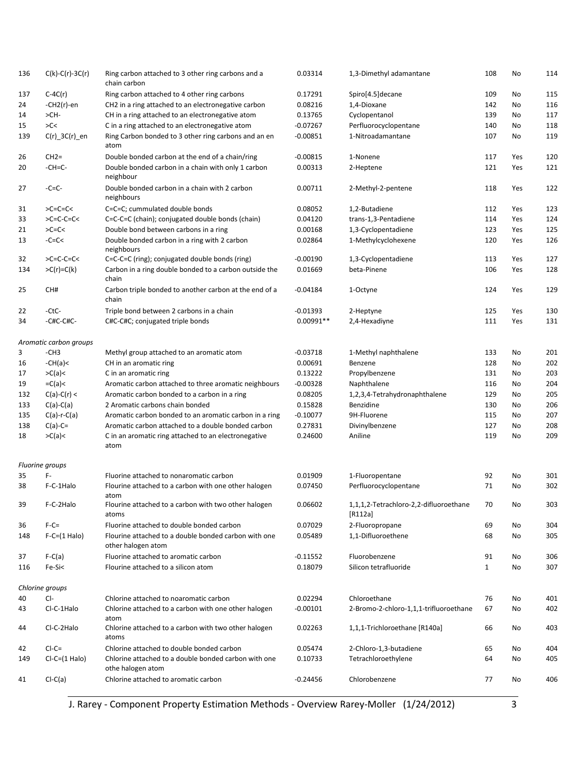| | | | | | | | |
|---|---|---|---|---|---|---|---|
| 136 | C(k)-C(r)-3C(r) | Ring carbon attached to 3 other ring carbons and a chain carbon | 0.03314 | 1,3-Dimethyl adamantane | 108 | No | 114 |
| 137 | C-4C(r) | Ring carbon attached to 4 other ring carbons | 0.17291 | Spiro[4.5]decane | 109 | No | 115 |
| 24 | -CH2(r)-en | CH2 in a ring attached to an electronegative carbon | 0.08216 | 1,4-Dioxane | 142 | No | 116 |
| 14 | >CH- | CH in a ring attached to an electronegative atom | 0.13765 | Cyclopentanol | 139 | No | 117 |
| 15 | >C< | C in a ring attached to an electronegative atom | -0.07267 | Perfluorocyclopentane | 140 | No | 118 |
| 139 | C(r)_3C(r)_en | Ring Carbon bonded to 3 other ring carbons and an en atom | -0.00851 | 1-Nitroadamantane | 107 | No | 119 |
| 26 | CH2= | Double bonded carbon at the end of a chain/ring | -0.00815 | 1-Nonene | 117 | Yes | 120 |
| 20 | -CH=C- | Double bonded carbon in a chain with only 1 carbon neighbour | 0.00313 | 2-Heptene | 121 | Yes | 121 |
| 27 | -C=C- | Double bonded carbon in a chain with 2 carbon neighbours | 0.00711 | 2-Methyl-2-pentene | 118 | Yes | 122 |
| 31 | >C=C=C< | C=C=C; cummulated double bonds | 0.08052 | 1,2-Butadiene | 112 | Yes | 123 |
| 33 | >C=C-C=C< | C=C-C=C (chain); conjugated double bonds (chain) | 0.04120 | trans-1,3-Pentadiene | 114 | Yes | 124 |
| 21 | >C=C< | Double bond between carbons in a ring | 0.00168 | 1,3-Cyclopentadiene | 123 | Yes | 125 |
| 13 | -C=C< | Double bonded carbon in a ring with 2 carbon neighbours | 0.02864 | 1-Methylcyclohexene | 120 | Yes | 126 |
| 32 | >C=C-C=C< | C=C-C=C (ring); conjugated double bonds (ring) | -0.00190 | 1,3-Cyclopentadiene | 113 | Yes | 127 |
| 134 | >C(r)=C(k) | Carbon in a ring double bonded to a carbon outside the chain | 0.01669 | beta-Pinene | 106 | Yes | 128 |
| 25 | CH# | Carbon triple bonded to another carbon at the end of a chain | -0.04184 | 1-Octyne | 124 | Yes | 129 |
| 22 | -CtC- | Triple bond between 2 carbons in a chain | -0.01393 | 2-Heptyne | 125 | Yes | 130 |
| 34 | -C#C-C#C- | C#C-C#C; conjugated triple bonds | 0.00991** | 2,4-Hexadiyne | 111 | Yes | 131 |
| *Aromatic carbon groups* | | | | | | | |
| 3 | -CH3 | Methyl group attached to an aromatic atom | -0.03718 | 1-Methyl naphthalene | 133 | No | 201 |
| 16 | -CH(a)< | CH in an aromatic ring | 0.00691 | Benzene | 128 | No | 202 |
| 17 | >C(a)< | C in an aromatic ring | 0.13222 | Propylbenzene | 131 | No | 203 |
| 19 | =C(a)< | Aromatic carbon attached to three aromatic neighbours | -0.00328 | Naphthalene | 116 | No | 204 |
| 132 | C(a)-C(r) < | Aromatic carbon bonded to a carbon in a ring | 0.08205 | 1,2,3,4-Tetrahydronaphthalene | 129 | No | 205 |
| 133 | C(a)-C(a) | 2 Aromatic carbons chain bonded | 0.15828 | Benzidine | 130 | No | 206 |
| 135 | C(a)-r-C(a) | Aromatic carbon bonded to an aromatic carbon in a ring | -0.10077 | 9H-Fluorene | 115 | No | 207 |
| 138 | C(a)-C= | Aromatic carbon attached to a double bonded carbon | 0.27831 | Divinylbenzene | 127 | No | 208 |
| 18 | >C(a)< | C in an aromatic ring attached to an electronegative atom | 0.24600 | Aniline | 119 | No | 209 |
| *Fluorine groups* | | | | | | | |
| 35 | F- | Fluorine attached to nonaromatic carbon | 0.01909 | 1-Fluoropentane | 92 | No | 301 |
| 38 | F-C-1Halo | Flourine attached to a carbon with one other halogen atom | 0.07450 | Perfluorocyclopentane | 71 | No | 302 |
| 39 | F-C-2Halo | Flourine attached to a carbon with two other halogen atoms | 0.06602 | 1,1,1,2-Tetrachloro-2,2-difluoroethane [R112a] | 70 | No | 303 |
| 36 | F-C= | Fluorine attached to double bonded carbon | 0.07029 | 2-Fluoropropane | 69 | No | 304 |
| 148 | F-C=(1 Halo) | Flourine attached to a double bonded carbon with one other halogen atom | 0.05489 | 1,1-Difluoroethene | 68 | No | 305 |
| 37 | F-C(a) | Fluorine attached to aromatic carbon | -0.11552 | Fluorobenzene | 91 | No | 306 |
| 116 | Fe-Si< | Flourine attached to a silicon atom | 0.18079 | Silicon tetrafluoride | 1 | No | 307 |
| *Chlorine groups* | | | | | | | |
| 40 | Cl- | Chlorine attached to noaromatic carbon | 0.02294 | Chloroethane | 76 | No | 401 |
| 43 | Cl-C-1Halo | Chlorine attached to a carbon with one other halogen atom | -0.00101 | 2-Bromo-2-chloro-1,1,1-trifluoroethane | 67 | No | 402 |
| 44 | Cl-C-2Halo | Chlorine attached to a carbon with two other halogen atoms | 0.02263 | 1,1,1-Trichloroethane [R140a] | 66 | No | 403 |
| 42 | Cl-C= | Chlorine attached to double bonded carbon | 0.05474 | 2-Chloro-1,3-butadiene | 65 | No | 404 |
| 149 | Cl-C=(1 Halo) | Chlorine attached to a double bonded carbon with one othe halogen atom | 0.10733 | Tetrachloroethylene | 64 | No | 405 |
| 41 | Cl-C(a) | Chlorine attached to aromatic carbon | -0.24456 | Chlorobenzene | 77 | No | 406 |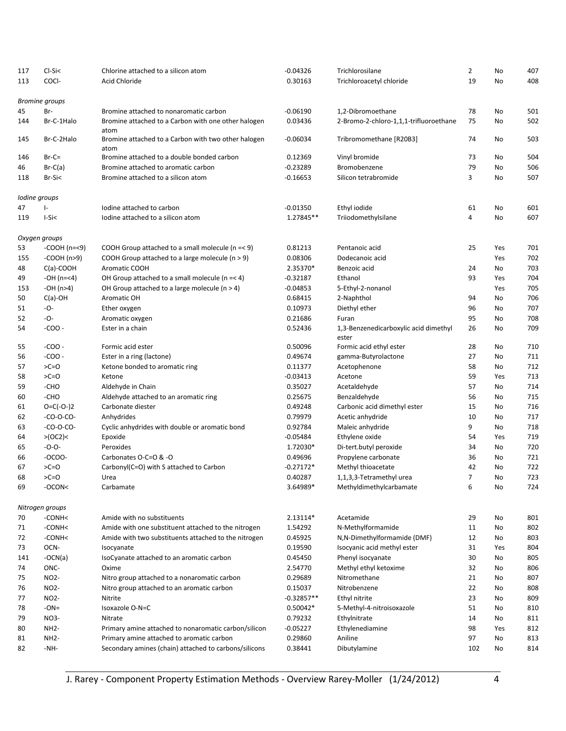| | | | | | | | |
|---|---|---|---|---|---|---|---|
| 117 | Cl-Si< | Chlorine attached to a silicon atom | -0.04326 | Trichlorosilane | 2 | No | 407 |
| 113 | COCl- | Acid Chloride | 0.30163 | Trichloroacetyl chloride | 19 | No | 408 |
| *Bromine groups* | | | | | | | |
| 45 | Br- | Bromine attached to nonaromatic carbon | -0.06190 | 1,2-Dibromoethane | 78 | No | 501 |
| 144 | Br-C-1Halo | Bromine attached to a Carbon with one other halogen atom | 0.03436 | 2-Bromo-2-chloro-1,1,1-trifluoroethane | 75 | No | 502 |
| 145 | Br-C-2Halo | Bromine attached to a Carbon with two other halogen atom | -0.06034 | Tribromomethane [R20B3] | 74 | No | 503 |
| 146 | Br-C= | Bromine attached to a double bonded carbon | 0.12369 | Vinyl bromide | 73 | No | 504 |
| 46 | Br-C(a) | Bromine attached to aromatic carbon | -0.23289 | Bromobenzene | 79 | No | 506 |
| 118 | Br-Si< | Bromine attached to a silicon atom | -0.16653 | Silicon tetrabromide | 3 | No | 507 |
| *Iodine groups* | | | | | | | |
| 47 | I- | Iodine attached to carbon | -0.01350 | Ethyl iodide | 61 | No | 601 |
| 119 | I-Si< | Iodine attached to a silicon atom | 1.27845** | Triiodomethylsilane | 4 | No | 607 |
| *Oxygen groups* | | | | | | | |
| 53 | -COOH (n=<9) | COOH Group attached to a small molecule (n =< 9) | 0.81213 | Pentanoic acid | 25 | Yes | 701 |
| 155 | -COOH (n>9) | COOH Group attached to a large molecule (n > 9) | 0.08306 | Dodecanoic acid | | Yes | 702 |
| 48 | C(a)-COOH | Aromatic COOH | 2.35370* | Benzoic acid | 24 | No | 703 |
| 49 | -OH (n=<4) | OH Group attached to a small molecule (n =< 4) | -0.32187 | Ethanol | 93 | Yes | 704 |
| 153 | -OH (n>4) | OH Group attached to a large molecule (n > 4) | -0.04853 | 5-Ethyl-2-nonanol | | Yes | 705 |
| 50 | C(a)-OH | Aromatic OH | 0.68415 | 2-Naphthol | 94 | No | 706 |
| 51 | -O- | Ether oxygen | 0.10973 | Diethyl ether | 96 | No | 707 |
| 52 | -O- | Aromatic oxygen | 0.21686 | Furan | 95 | No | 708 |
| 54 | -COO - | Ester in a chain | 0.52436 | 1,3-Benzenedicarboxylic acid dimethyl ester | 26 | No | 709 |
| 55 | -COO - | Formic acid ester | 0.50096 | Formic acid ethyl ester | 28 | No | 710 |
| 56 | -COO - | Ester in a ring (lactone) | 0.49674 | gamma-Butyrolactone | 27 | No | 711 |
| 57 | >C=O | Ketone bonded to aromatic ring | 0.11377 | Acetophenone | 58 | No | 712 |
| 58 | >C=O | Ketone | -0.03413 | Acetone | 59 | Yes | 713 |
| 59 | -CHO | Aldehyde in Chain | 0.35027 | Acetaldehyde | 57 | No | 714 |
| 60 | -CHO | Aldehyde attached to an aromatic ring | 0.25675 | Benzaldehyde | 56 | No | 715 |
| 61 | O=C(-O-)2 | Carbonate diester | 0.49248 | Carbonic acid dimethyl ester | 15 | No | 716 |
| 62 | -CO-O-CO- | Anhydrides | 0.79979 | Acetic anhydride | 10 | No | 717 |
| 63 | -CO-O-CO- | Cyclic anhydrides with double or aromatic bond | 0.92784 | Maleic anhydride | 9 | No | 718 |
| 64 | >(OC2)< | Epoxide | -0.05484 | Ethylene oxide | 54 | Yes | 719 |
| 65 | -O-O- | Peroxides | 1.72030* | Di-tert.butyl peroxide | 34 | No | 720 |
| 66 | -OCOO- | Carbonates O-C=O & -O | 0.49696 | Propylene carbonate | 36 | No | 721 |
| 67 | >C=O | Carbonyl(C=O) with S attached to Carbon | -0.27172* | Methyl thioacetate | 42 | No | 722 |
| 68 | >C=O | Urea | 0.40287 | 1,1,3,3-Tetramethyl urea | 7 | No | 723 |
| 69 | -OCON< | Carbamate | 3.64989* | Methyldimethylcarbamate | 6 | No | 724 |
| *Nitrogen groups* | | | | | | | |
| 70 | -CONH< | Amide with no substituents | 2.13114* | Acetamide | 29 | No | 801 |
| 71 | -CONH< | Amide with one substituent attached to the nitrogen | 1.54292 | N-Methylformamide | 11 | No | 802 |
| 72 | -CONH< | Amide with two substituents attached to the nitrogen | 0.45925 | N,N-Dimethylformamide (DMF) | 12 | No | 803 |
| 73 | OCN- | Isocyanate | 0.19590 | Isocyanic acid methyl ester | 31 | Yes | 804 |
| 141 | -OCN(a) | IsoCyanate attached to an aromatic carbon | 0.45450 | Phenyl isocyanate | 30 | No | 805 |
| 74 | ONC- | Oxime | 2.54770 | Methyl ethyl ketoxime | 32 | No | 806 |
| 75 | NO2- | Nitro group attached to a nonaromatic carbon | 0.29689 | Nitromethane | 21 | No | 807 |
| 76 | NO2- | Nitro group attached to an aromatic carbon | 0.15037 | Nitrobenzene | 22 | No | 808 |
| 77 | NO2- | Nitrite | -0.32857** | Ethyl nitrite | 23 | No | 809 |
| 78 | -ON= | Isoxazole O-N=C | 0.50042* | 5-Methyl-4-nitroisoxazole | 51 | No | 810 |
| 79 | NO3- | Nitrate | 0.79232 | Ethylnitrate | 14 | No | 811 |
| 80 | NH2- | Primary amine attached to nonaromatic carbon/silicon | -0.05227 | Ethylenediamine | 98 | Yes | 812 |
| 81 | NH2- | Primary amine attached to aromatic carbon | 0.29860 | Aniline | 97 | No | 813 |
| 82 | -NH- | Secondary amines (chain) attached to carbons/silicons | 0.38441 | Dibutylamine | 102 | No | 814 |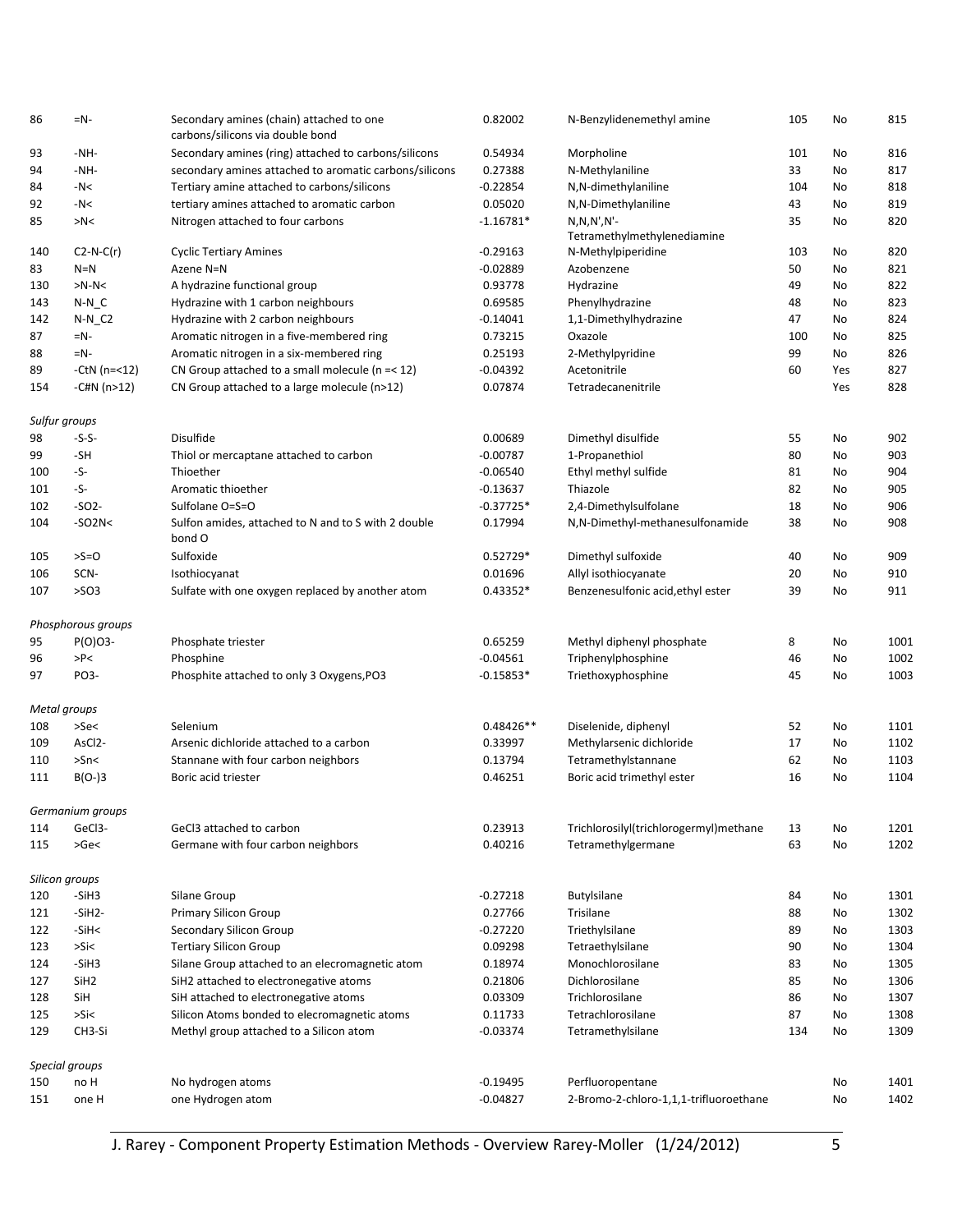| | | | | | | | |
|---|---|---|---|---|---|---|---|
| 86 | =N- | Secondary amines (chain) attached to one carbons/silicons via double bond | 0.82002 | N-Benzylidenemethyl amine | 105 | No | 815 |
| 93 | -NH- | Secondary amines (ring) attached to carbons/silicons | 0.54934 | Morpholine | 101 | No | 816 |
| 94 | -NH- | secondary amines attached to aromatic carbons/silicons | 0.27388 | N-Methylaniline | 33 | No | 817 |
| 84 | -N< | Tertiary amine attached to carbons/silicons | -0.22854 | N,N-dimethylaniline | 104 | No | 818 |
| 92 | -N< | tertiary amines attached to aromatic carbon | 0.05020 | N,N-Dimethylaniline | 43 | No | 819 |
| 85 | >N< | Nitrogen attached to four carbons | -1.16781* | N,N,N',N'-Tetramethylmethylenediamine | 35 | No | 820 |
| 140 | C2-N-C(r) | Cyclic Tertiary Amines | -0.29163 | N-Methylpiperidine | 103 | No | 820 |
| 83 | N=N | Azene N=N | -0.02889 | Azobenzene | 50 | No | 821 |
| 130 | >N-N< | A hydrazine functional group | 0.93778 | Hydrazine | 49 | No | 822 |
| 143 | N-N_C | Hydrazine with 1 carbon neighbours | 0.69585 | Phenylhydrazine | 48 | No | 823 |
| 142 | N-N_C2 | Hydrazine with 2 carbon neighbours | -0.14041 | 1,1-Dimethylhydrazine | 47 | No | 824 |
| 87 | =N- | Aromatic nitrogen in a five-membered ring | 0.73215 | Oxazole | 100 | No | 825 |
| 88 | =N- | Aromatic nitrogen in a six-membered ring | 0.25193 | 2-Methylpyridine | 99 | No | 826 |
| 89 | -CtN (n=<12) | CN Group attached to a small molecule (n =< 12) | -0.04392 | Acetonitrile | 60 | Yes | 827 |
| 154 | -C#N (n>12) | CN Group attached to a large molecule (n>12) | 0.07874 | Tetradecanenitrile | | Yes | 828 |
| *Sulfur groups* | | | | | | | |
| 98 | -S-S- | Disulfide | 0.00689 | Dimethyl disulfide | 55 | No | 902 |
| 99 | -SH | Thiol or mercaptane attached to carbon | -0.00787 | 1-Propanethiol | 80 | No | 903 |
| 100 | -S- | Thioether | -0.06540 | Ethyl methyl sulfide | 81 | No | 904 |
| 101 | -S- | Aromatic thioether | -0.13637 | Thiazole | 82 | No | 905 |
| 102 | -SO2- | Sulfolane O=S=O | -0.37725* | 2,4-Dimethylsulfolane | 18 | No | 906 |
| 104 | -SO2N< | Sulfon amides, attached to N and to S with 2 double bond O | 0.17994 | N,N-Dimethyl-methanesulfonamide | 38 | No | 908 |
| 105 | >S=O | Sulfoxide | 0.52729* | Dimethyl sulfoxide | 40 | No | 909 |
| 106 | SCN- | Isothiocyanat | 0.01696 | Allyl isothiocyanate | 20 | No | 910 |
| 107 | >SO3 | Sulfate with one oxygen replaced by another atom | 0.43352* | Benzenesulfonic acid,ethyl ester | 39 | No | 911 |
| *Phosphorous groups* | | | | | | | |
| 95 | P(O)O3- | Phosphate triester | 0.65259 | Methyl diphenyl phosphate | 8 | No | 1001 |
| 96 | >P< | Phosphine | -0.04561 | Triphenylphosphine | 46 | No | 1002 |
| 97 | PO3- | Phosphite attached to only 3 Oxygens,PO3 | -0.15853* | Triethoxyphosphine | 45 | No | 1003 |
| *Metal groups* | | | | | | | |
| 108 | >Se< | Selenium | 0.48426** | Diselenide, diphenyl | 52 | No | 1101 |
| 109 | AsCl2- | Arsenic dichloride attached to a carbon | 0.33997 | Methylarsenic dichloride | 17 | No | 1102 |
| 110 | >Sn< | Stannane with four carbon neighbors | 0.13794 | Tetramethylstannane | 62 | No | 1103 |
| 111 | B(O-)3 | Boric acid triester | 0.46251 | Boric acid trimethyl ester | 16 | No | 1104 |
| *Germanium groups* | | | | | | | |
| 114 | GeCl3- | GeCl3 attached to carbon | 0.23913 | Trichlorosilyl(trichlorogermyl)methane | 13 | No | 1201 |
| 115 | >Ge< | Germane with four carbon neighbors | 0.40216 | Tetramethylgermane | 63 | No | 1202 |
| *Silicon groups* | | | | | | | |
| 120 | -SiH3 | Silane Group | -0.27218 | Butylsilane | 84 | No | 1301 |
| 121 | -SiH2- | Primary Silicon Group | 0.27766 | Trisilane | 88 | No | 1302 |
| 122 | -SiH< | Secondary Silicon Group | -0.27220 | Triethylsilane | 89 | No | 1303 |
| 123 | >Si< | Tertiary Silicon Group | 0.09298 | Tetraethylsilane | 90 | No | 1304 |
| 124 | -SiH3 | Silane Group attached to an elecromagnetic atom | 0.18974 | Monochlorosilane | 83 | No | 1305 |
| 127 | SiH2 | SiH2 attached to electronegative atoms | 0.21806 | Dichlorosilane | 85 | No | 1306 |
| 128 | SiH | SiH attached to electronegative atoms | 0.03309 | Trichlorosilane | 86 | No | 1307 |
| 125 | >Si< | Silicon Atoms bonded to elecromagnetic atoms | 0.11733 | Tetrachlorosilane | 87 | No | 1308 |
| 129 | CH3-Si | Methyl group attached to a Silicon atom | -0.03374 | Tetramethylsilane | 134 | No | 1309 |
| *Special groups* | | | | | | | |
| 150 | no H | No hydrogen atoms | -0.19495 | Perfluoropentane | | No | 1401 |
| 151 | one H | one Hydrogen atom | -0.04827 | 2-Bromo-2-chloro-1,1,1-trifluoroethane | | No | 1402 |

J. Rarey - Component Property Estimation Methods - Overview Rarey-Moller (1/24/2012)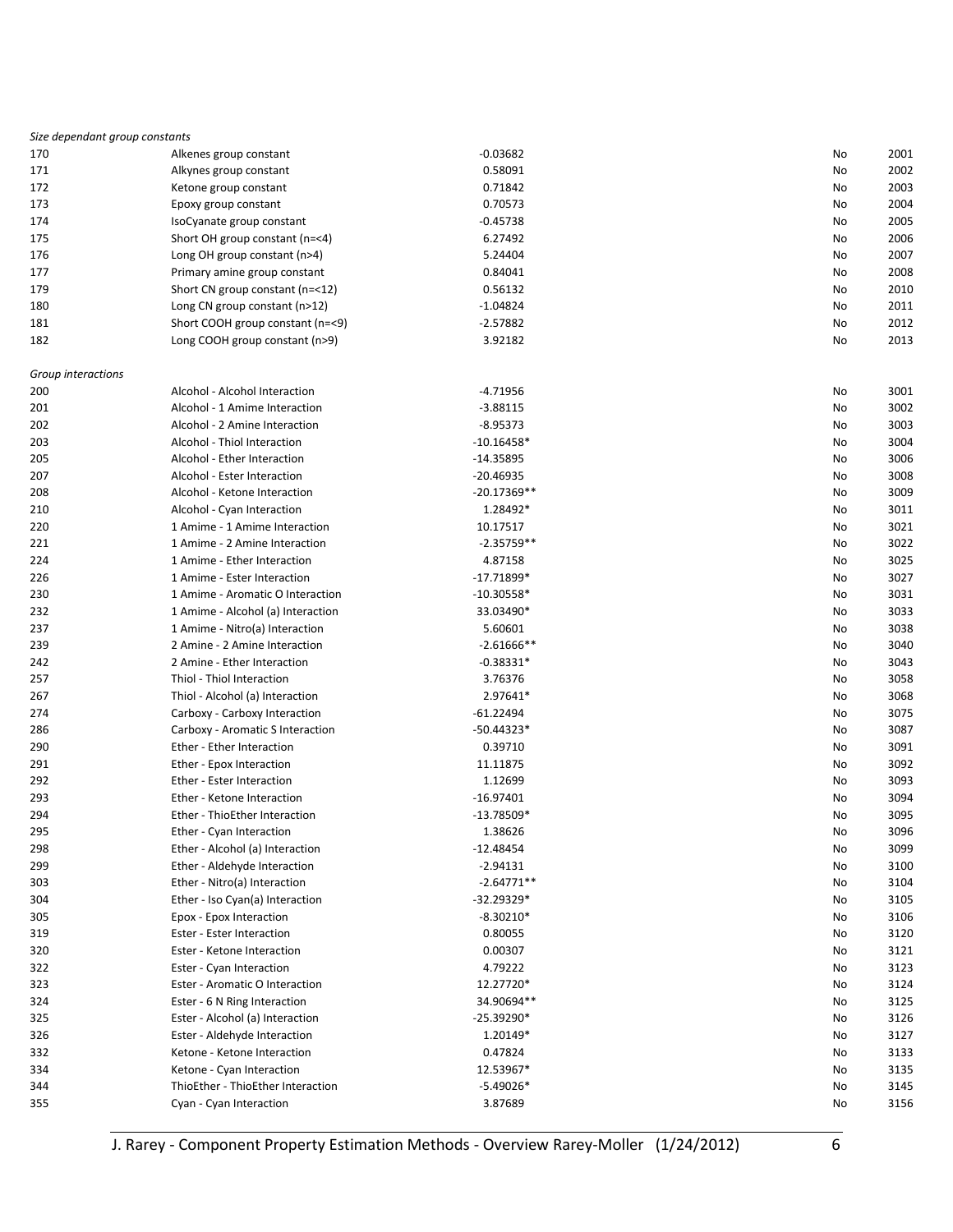*Size dependant group constants*

| | | | | |
|---|---|---|---|---|
| 170 | Alkenes group constant | -0.03682 | No | 2001 |
| 171 | Alkynes group constant | 0.58091 | No | 2002 |
| 172 | Ketone group constant | 0.71842 | No | 2003 |
| 173 | Epoxy group constant | 0.70573 | No | 2004 |
| 174 | IsoCyanate group constant | -0.45738 | No | 2005 |
| 175 | Short OH group constant (n=<4) | 6.27492 | No | 2006 |
| 176 | Long OH group constant (n>4) | 5.24404 | No | 2007 |
| 177 | Primary amine group constant | 0.84041 | No | 2008 |
| 179 | Short CN group constant (n=<12) | 0.56132 | No | 2010 |
| 180 | Long CN group constant (n>12) | -1.04824 | No | 2011 |
| 181 | Short COOH group constant (n=<9) | -2.57882 | No | 2012 |
| 182 | Long COOH group constant (n>9) | 3.92182 | No | 2013 |

*Group interactions*

| | | | | |
|---|---|---|---|---|
| 200 | Alcohol - Alcohol Interaction | -4.71956 | No | 3001 |
| 201 | Alcohol - 1 Amime Interaction | -3.88115 | No | 3002 |
| 202 | Alcohol - 2 Amine Interaction | -8.95373 | No | 3003 |
| 203 | Alcohol - Thiol Interaction | -10.16458* | No | 3004 |
| 205 | Alcohol - Ether Interaction | -14.35895 | No | 3006 |
| 207 | Alcohol - Ester Interaction | -20.46935 | No | 3008 |
| 208 | Alcohol - Ketone Interaction | -20.17369** | No | 3009 |
| 210 | Alcohol - Cyan Interaction | 1.28492* | No | 3011 |
| 220 | 1 Amime - 1 Amime Interaction | 10.17517 | No | 3021 |
| 221 | 1 Amime - 2 Amine Interaction | -2.35759** | No | 3022 |
| 224 | 1 Amime - Ether Interaction | 4.87158 | No | 3025 |
| 226 | 1 Amime - Ester Interaction | -17.71899* | No | 3027 |
| 230 | 1 Amime - Aromatic O Interaction | -10.30558* | No | 3031 |
| 232 | 1 Amime - Alcohol (a) Interaction | 33.03490* | No | 3033 |
| 237 | 1 Amime - Nitro(a) Interaction | 5.60601 | No | 3038 |
| 239 | 2 Amine - 2 Amine Interaction | -2.61666** | No | 3040 |
| 242 | 2 Amine - Ether Interaction | -0.38331* | No | 3043 |
| 257 | Thiol - Thiol Interaction | 3.76376 | No | 3058 |
| 267 | Thiol - Alcohol (a) Interaction | 2.97641* | No | 3068 |
| 274 | Carboxy - Carboxy Interaction | -61.22494 | No | 3075 |
| 286 | Carboxy - Aromatic S Interaction | -50.44323* | No | 3087 |
| 290 | Ether - Ether Interaction | 0.39710 | No | 3091 |
| 291 | Ether - Epox Interaction | 11.11875 | No | 3092 |
| 292 | Ether - Ester Interaction | 1.12699 | No | 3093 |
| 293 | Ether - Ketone Interaction | -16.97401 | No | 3094 |
| 294 | Ether - ThioEther Interaction | -13.78509* | No | 3095 |
| 295 | Ether - Cyan Interaction | 1.38626 | No | 3096 |
| 298 | Ether - Alcohol (a) Interaction | -12.48454 | No | 3099 |
| 299 | Ether - Aldehyde Interaction | -2.94131 | No | 3100 |
| 303 | Ether - Nitro(a) Interaction | -2.64771** | No | 3104 |
| 304 | Ether - Iso Cyan(a) Interaction | -32.29329* | No | 3105 |
| 305 | Epox - Epox Interaction | -8.30210* | No | 3106 |
| 319 | Ester - Ester Interaction | 0.80055 | No | 3120 |
| 320 | Ester - Ketone Interaction | 0.00307 | No | 3121 |
| 322 | Ester - Cyan Interaction | 4.79222 | No | 3123 |
| 323 | Ester - Aromatic O Interaction | 12.27720* | No | 3124 |
| 324 | Ester - 6 N Ring Interaction | 34.90694** | No | 3125 |
| 325 | Ester - Alcohol (a) Interaction | -25.39290* | No | 3126 |
| 326 | Ester - Aldehyde Interaction | 1.20149* | No | 3127 |
| 332 | Ketone - Ketone Interaction | 0.47824 | No | 3133 |
| 334 | Ketone - Cyan Interaction | 12.53967* | No | 3135 |
| 344 | ThioEther - ThioEther Interaction | -5.49026* | No | 3145 |
| 355 | Cyan - Cyan Interaction | 3.87689 | No | 3156 |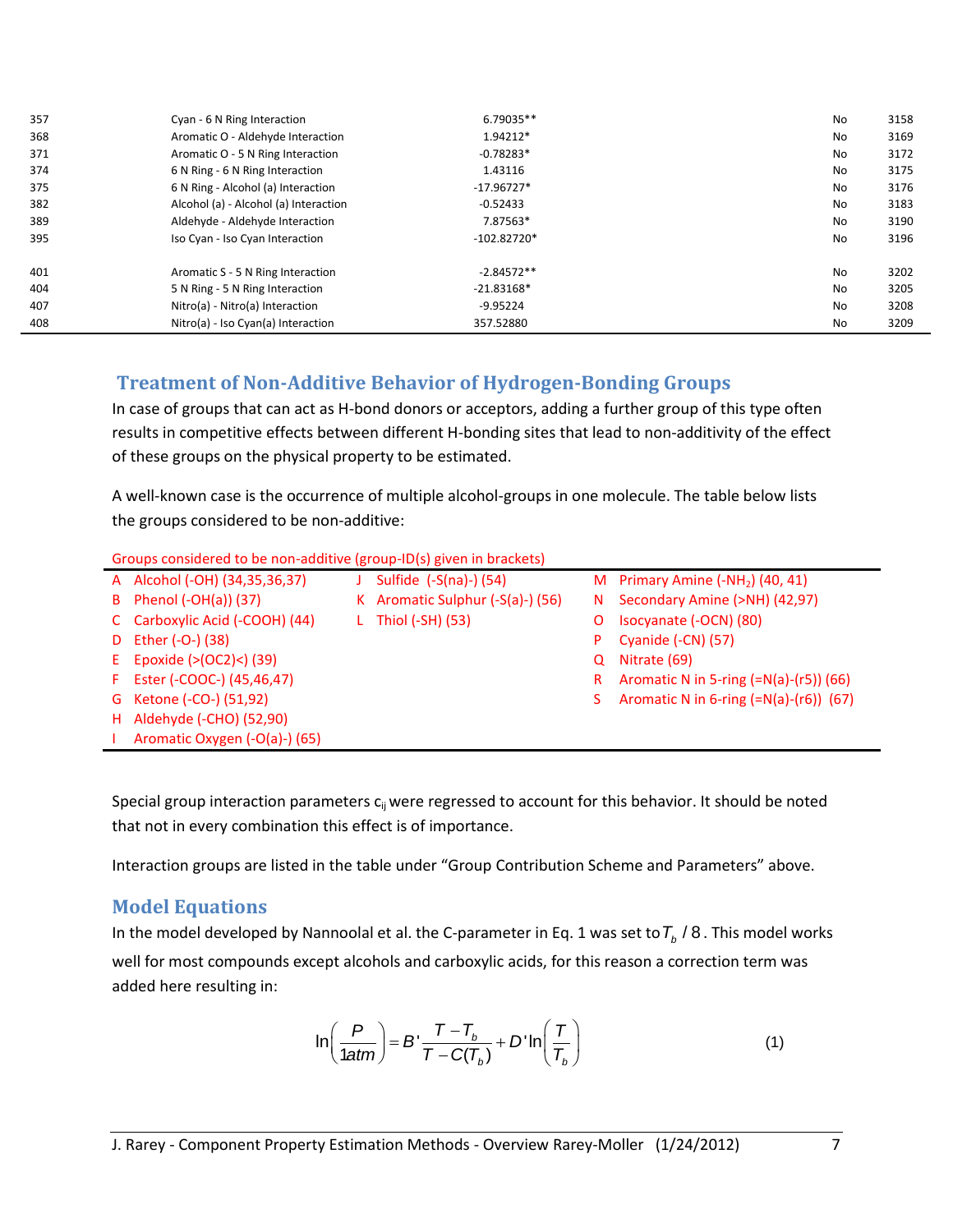| | | | | |
|---|---|---|---|---|
| 357 | Cyan - 6 N Ring Interaction | 6.79035** | No | 3158 |
| 368 | Aromatic O - Aldehyde Interaction | 1.94212* | No | 3169 |
| 371 | Aromatic O - 5 N Ring Interaction | -0.78283* | No | 3172 |
| 374 | 6 N Ring - 6 N Ring Interaction | 1.43116 | No | 3175 |
| 375 | 6 N Ring - Alcohol (a) Interaction | -17.96727* | No | 3176 |
| 382 | Alcohol (a) - Alcohol (a) Interaction | -0.52433 | No | 3183 |
| 389 | Aldehyde - Aldehyde Interaction | 7.87563* | No | 3190 |
| 395 | Iso Cyan - Iso Cyan Interaction | -102.82720* | No | 3196 |
| 401 | Aromatic S - 5 N Ring Interaction | -2.84572** | No | 3202 |
| 404 | 5 N Ring - 5 N Ring Interaction | -21.83168* | No | 3205 |
| 407 | Nitro(a) - Nitro(a) Interaction | -9.95224 | No | 3208 |
| 408 | Nitro(a) - Iso Cyan(a) Interaction | 357.52880 | No | 3209 |

## Treatment of Non-Additive Behavior of Hydrogen-Bonding Groups

In case of groups that can act as H-bond donors or acceptors, adding a further group of this type often results in competitive effects between different H-bonding sites that lead to non-additivity of the effect of these groups on the physical property to be estimated.

A well-known case is the occurrence of multiple alcohol-groups in one molecule. The table below lists the groups considered to be non-additive:

Groups considered to be non-additive (group-ID(s) given in brackets)

| | | |
|---|---|---|
| A Alcohol (-OH) (34,35,36,37) | J Sulfide (-S(na)-) (54) | M Primary Amine (-$NH_2$) (40, 41) |
| B Phenol (-OH(a)) (37) | K Aromatic Sulphur (-S(a)-) (56) | N Secondary Amine (>NH) (42,97) |
| C Carboxylic Acid (-COOH) (44) | L Thiol (-SH) (53) | O Isocyanate (-OCN) (80) |
| D Ether (-O-) (38) | | P Cyanide (-CN) (57) |
| E Epoxide (>(OC2)<) (39) | | Q Nitrate (69) |
| F Ester (-COOC-) (45,46,47) | | R Aromatic N in 5-ring (=N(a)-(r5)) (66) |
| G Ketone (-CO-) (51,92) | | S Aromatic N in 6-ring (=N(a)-(r6)) (67) |
| H Aldehyde (-CHO) (52,90) | | |
| I Aromatic Oxygen (-O(a)-) (65) | | |

Special group interaction parameters $c_{ij}$ were regressed to account for this behavior. It should be noted that not in every combination this effect is of importance.

Interaction groups are listed in the table under "Group Contribution Scheme and Parameters" above.

## Model Equations

In the model developed by Nannoolal et al. the C-parameter in Eq. 1 was set to $T_b/8$. This model works well for most compounds except alcohols and carboxylic acids, for this reason a correction term was added here resulting in:

$$\ln\left(\frac{P}{1atm}\right) = B'\frac{T - T_b}{T - C(T_b)} + D'\ln\left(\frac{T}{T_b}\right) \qquad (1)$$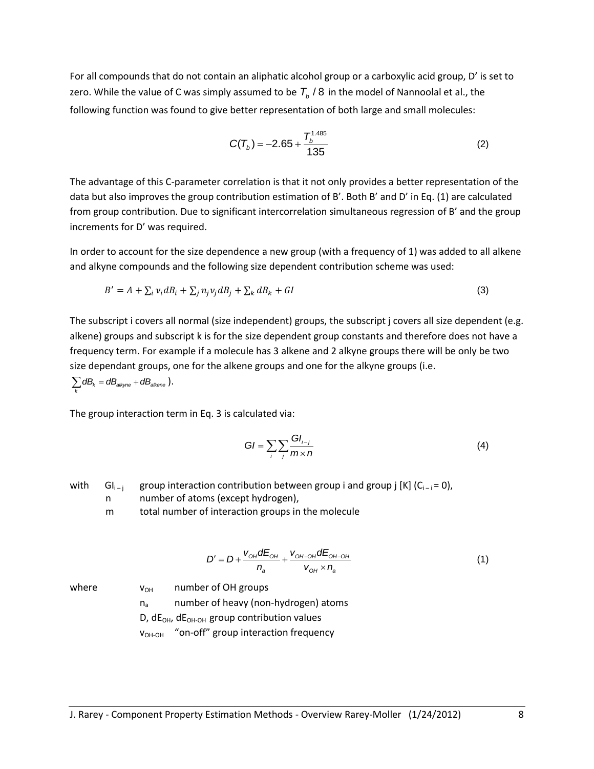For all compounds that do not contain an aliphatic alcohol group or a carboxylic acid group, D' is set to zero. While the value of C was simply assumed to be $T_b / 8$ in the model of Nannoolal et al., the following function was found to give better representation of both large and small molecules:

$$C(T_b) = -2.65 + \frac{T_b^{1.485}}{135} \tag{2}$$

The advantage of this C-parameter correlation is that it not only provides a better representation of the data but also improves the group contribution estimation of B'. Both B' and D' in Eq. (1) are calculated from group contribution. Due to significant intercorrelation simultaneous regression of B' and the group increments for D' was required.

In order to account for the size dependence a new group (with a frequency of 1) was added to all alkene and alkyne compounds and the following size dependent contribution scheme was used:

$$B' = A + \sum_i \nu_i dB_i + \sum_j n_j \nu_j dB_j + \sum_k dB_k + GI \tag{3}$$

The subscript i covers all normal (size independent) groups, the subscript j covers all size dependent (e.g. alkene) groups and subscript k is for the size dependent group constants and therefore does not have a frequency term. For example if a molecule has 3 alkene and 2 alkyne groups there will be only be two size dependant groups, one for the alkene groups and one for the alkyne groups (i.e. $\sum_k dB_k = dB_{alkyne} + dB_{alkene}$).

The group interaction term in Eq. 3 is calculated via:

$$GI = \sum_i \sum_j \frac{GI_{i-j}}{m \times n} \tag{4}$$

with
- $GI_{i-j}$ group interaction contribution between group i and group j [K] ($C_{i-i} = 0$),
- n number of atoms (except hydrogen),
- m total number of interaction groups in the molecule

$$D' = D + \frac{\nu_{OH} dE_{OH}}{n_a} + \frac{\nu_{OH-OH} dE_{OH-OH}}{\nu_{OH} \times n_a} \tag{1}$$

where
- $\nu_{OH}$ number of OH groups
- $n_a$ number of heavy (non-hydrogen) atoms
- D, $dE_{OH}$, $dE_{OH-OH}$ group contribution values
- $\nu_{OH-OH}$ "on-off" group interaction frequency